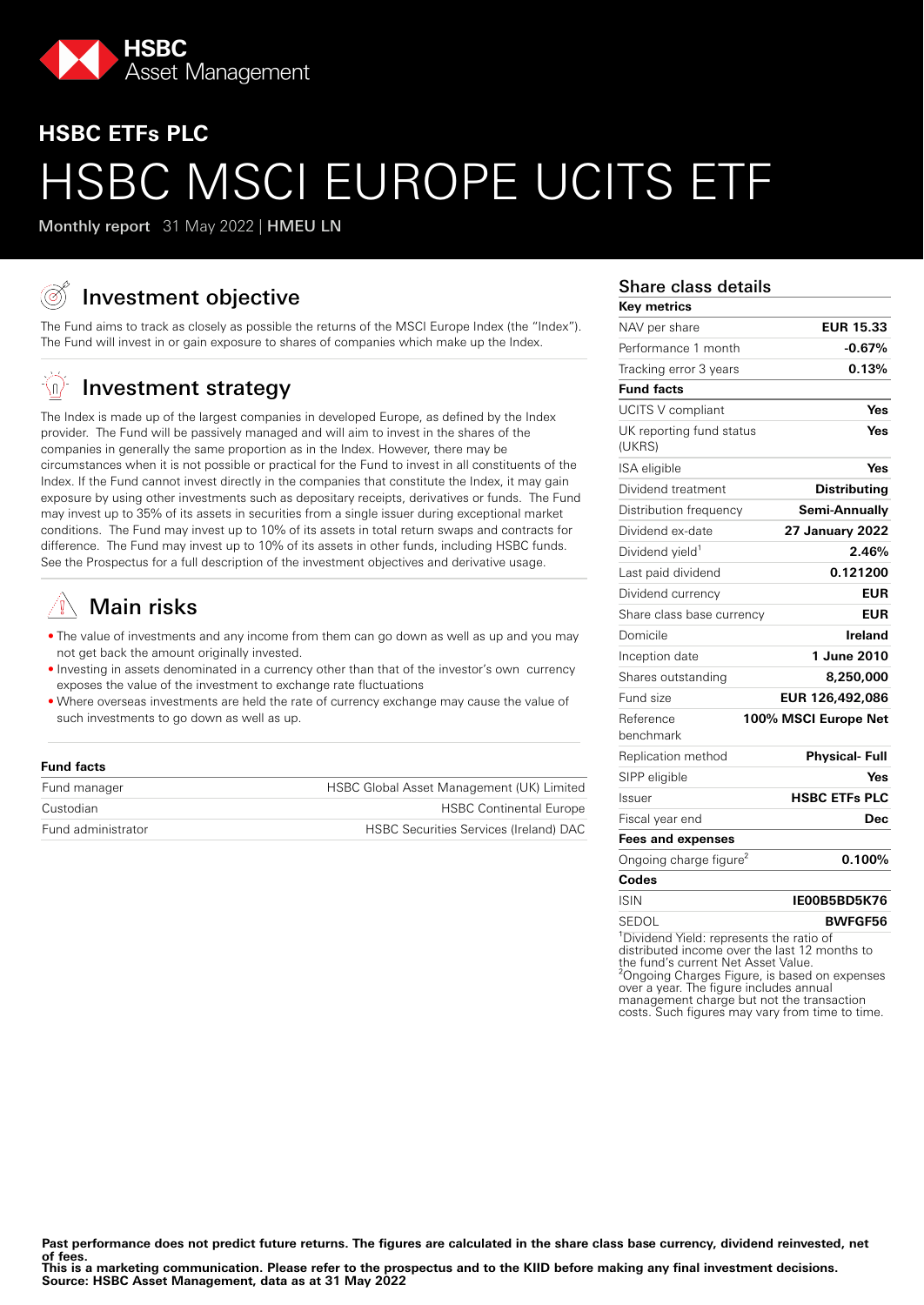HSBC Asset Management

## HSBC ETFs PLC

# HSBC MSCI EUROPE UCITS ETF

**Monthly report** 31 May 2022 | **HMEU LN**

## Investment objective

The Fund aims to track as closely as possible the returns of the MSCI Europe Index (the "Index"). The Fund will invest in or gain exposure to shares of companies which make up the Index.

## Investment strategy

The Index is made up of the largest companies in developed Europe, as defined by the Index provider. The Fund will be passively managed and will aim to invest in the shares of the companies in generally the same proportion as in the Index. However, there may be circumstances when it is not possible or practical for the Fund to invest in all constituents of the Index. If the Fund cannot invest directly in the companies that constitute the Index, it may gain exposure by using other investments such as depositary receipts, derivatives or funds. The Fund may invest up to 35% of its assets in securities from a single issuer during exceptional market conditions. The Fund may invest up to 10% of its assets in total return swaps and contracts for difference. The Fund may invest up to 10% of its assets in other funds, including HSBC funds. See the Prospectus for a full description of the investment objectives and derivative usage.

## Main risks

- The value of investments and any income from them can go down as well as up and you may not get back the amount originally invested.
- Investing in assets denominated in a currency other than that of the investor's own currency exposes the value of the investment to exchange rate fluctuations
- Where overseas investments are held the rate of currency exchange may cause the value of such investments to go down as well as up.

| **Fund facts** | |
|---|---|
| Fund manager | HSBC Global Asset Management (UK) Limited |
| Custodian | HSBC Continental Europe |
| Fund administrator | HSBC Securities Services (Ireland) DAC |

## Share class details

| **Key metrics** | |
|---|---|
| NAV per share | **EUR 15.33** |
| Performance 1 month | **-0.67%** |
| Tracking error 3 years | **0.13%** |
| **Fund facts** | |
| UCITS V compliant | **Yes** |
| UK reporting fund status (UKRS) | **Yes** |
| ISA eligible | **Yes** |
| Dividend treatment | **Distributing** |
| Distribution frequency | **Semi-Annually** |
| Dividend ex-date | **27 January 2022** |
| Dividend yield[1] | **2.46%** |
| Last paid dividend | **0.121200** |
| Dividend currency | **EUR** |
| Share class base currency | **EUR** |
| Domicile | **Ireland** |
| Inception date | **1 June 2010** |
| Shares outstanding | **8,250,000** |
| Fund size | **EUR 126,492,086** |
| Reference benchmark | **100% MSCI Europe Net** |
| Replication method | **Physical- Full** |
| SIPP eligible | **Yes** |
| Issuer | **HSBC ETFs PLC** |
| Fiscal year end | **Dec** |
| **Fees and expenses** | |
| Ongoing charge figure[2] | **0.100%** |
| **Codes** | |
| ISIN | **IE00B5BD5K76** |
| SEDOL | **BWFGF56** |

[1]Dividend Yield: represents the ratio of distributed income over the last 12 months to the fund's current Net Asset Value.
[2]Ongoing Charges Figure, is based on expenses over a year. The figure includes annual management charge but not the transaction costs. Such figures may vary from time to time.

**Past performance does not predict future returns. The figures are calculated in the share class base currency, dividend reinvested, net of fees.**
**This is a marketing communication. Please refer to the prospectus and to the KIID before making any final investment decisions.**
**Source: HSBC Asset Management, data as at 31 May 2022**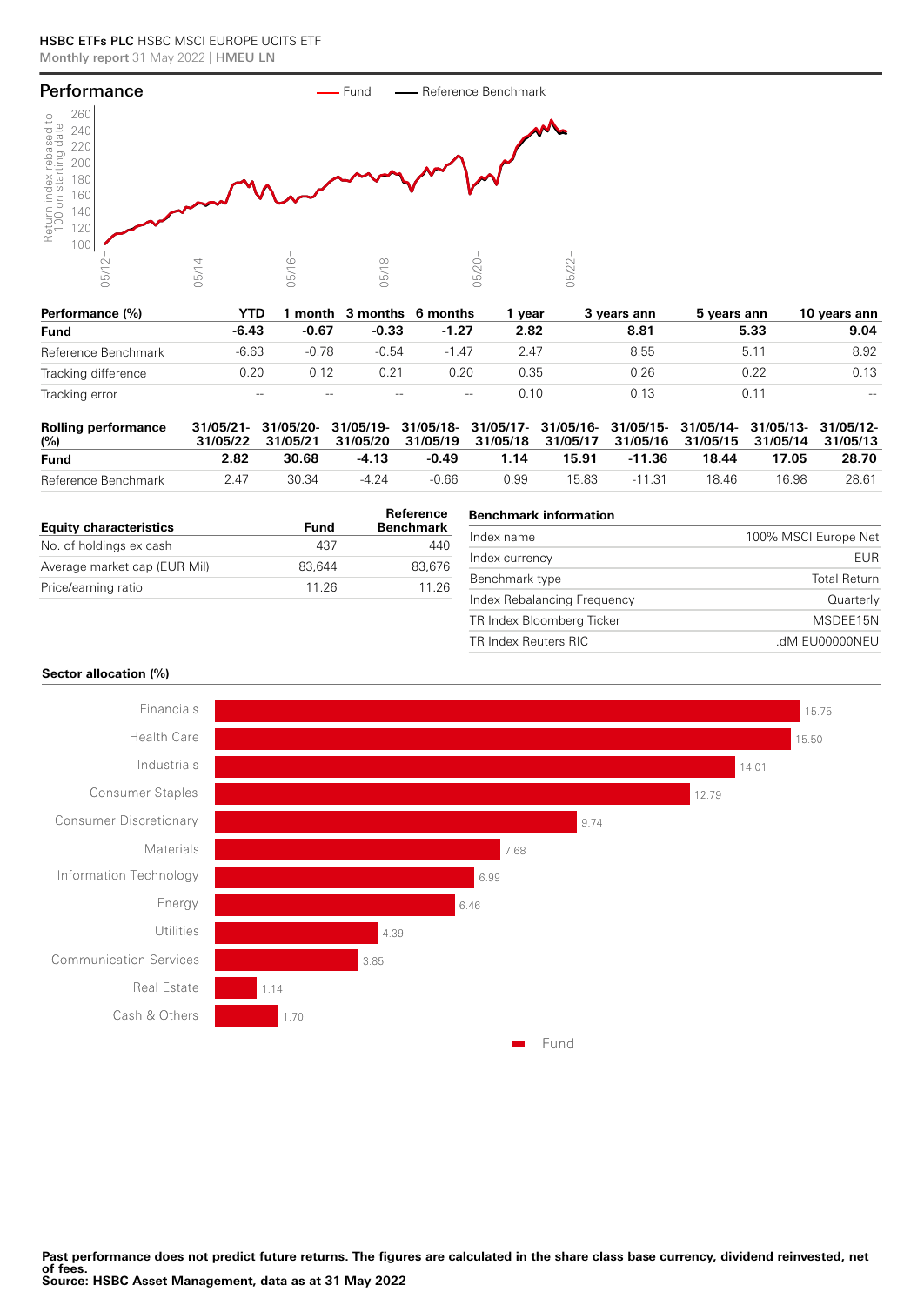**HSBC ETFs PLC** HSBC MSCI EUROPE UCITS ETF
**Monthly report** 31 May 2022 | **HMEU LN**

## Performance

Fund — Reference Benchmark

| Performance (%) | YTD | 1 month | 3 months | 6 months | 1 year | 3 years ann | 5 years ann | 10 years ann |
|---|---|---|---|---|---|---|---|---|
| **Fund** | **-6.43** | **-0.67** | **-0.33** | **-1.27** | **2.82** | **8.81** | **5.33** | **9.04** |
| Reference Benchmark | -6.63 | -0.78 | -0.54 | -1.47 | 2.47 | 8.55 | 5.11 | 8.92 |
| Tracking difference | 0.20 | 0.12 | 0.21 | 0.20 | 0.35 | 0.26 | 0.22 | 0.13 |
| Tracking error | -- | -- | -- | -- | 0.10 | 0.13 | 0.11 | -- |

| Rolling performance (%) | 31/05/21-31/05/22 | 31/05/20-31/05/21 | 31/05/19-31/05/20 | 31/05/18-31/05/19 | 31/05/17-31/05/18 | 31/05/16-31/05/17 | 31/05/15-31/05/16 | 31/05/14-31/05/15 | 31/05/13-31/05/14 | 31/05/12-31/05/13 |
|---|---|---|---|---|---|---|---|---|---|---|
| **Fund** | **2.82** | **30.68** | **-4.13** | **-0.49** | **1.14** | **15.91** | **-11.36** | **18.44** | **17.05** | **28.70** |
| Reference Benchmark | 2.47 | 30.34 | -4.24 | -0.66 | 0.99 | 15.83 | -11.31 | 18.46 | 16.98 | 28.61 |

| Equity characteristics | Fund | Reference Benchmark |
|---|---|---|
| No. of holdings ex cash | 437 | 440 |
| Average market cap (EUR Mil) | 83,644 | 83,676 |
| Price/earning ratio | 11.26 | 11.26 |

| Benchmark information | |
|---|---|
| Index name | 100% MSCI Europe Net |
| Index currency | EUR |
| Benchmark type | Total Return |
| Index Rebalancing Frequency | Quarterly |
| TR Index Bloomberg Ticker | MSDEE15N |
| TR Index Reuters RIC | .dMIEU00000NEU |

**Sector allocation (%)**

| Sector | Fund |
|---|---|
| Financials | 15.75 |
| Health Care | 15.50 |
| Industrials | 14.01 |
| Consumer Staples | 12.79 |
| Consumer Discretionary | 9.74 |
| Materials | 7.68 |
| Information Technology | 6.99 |
| Energy | 6.46 |
| Utilities | 4.39 |
| Communication Services | 3.85 |
| Real Estate | 1.14 |
| Cash & Others | 1.70 |

**Past performance does not predict future returns. The figures are calculated in the share class base currency, dividend reinvested, net of fees.**
**Source: HSBC Asset Management, data as at 31 May 2022**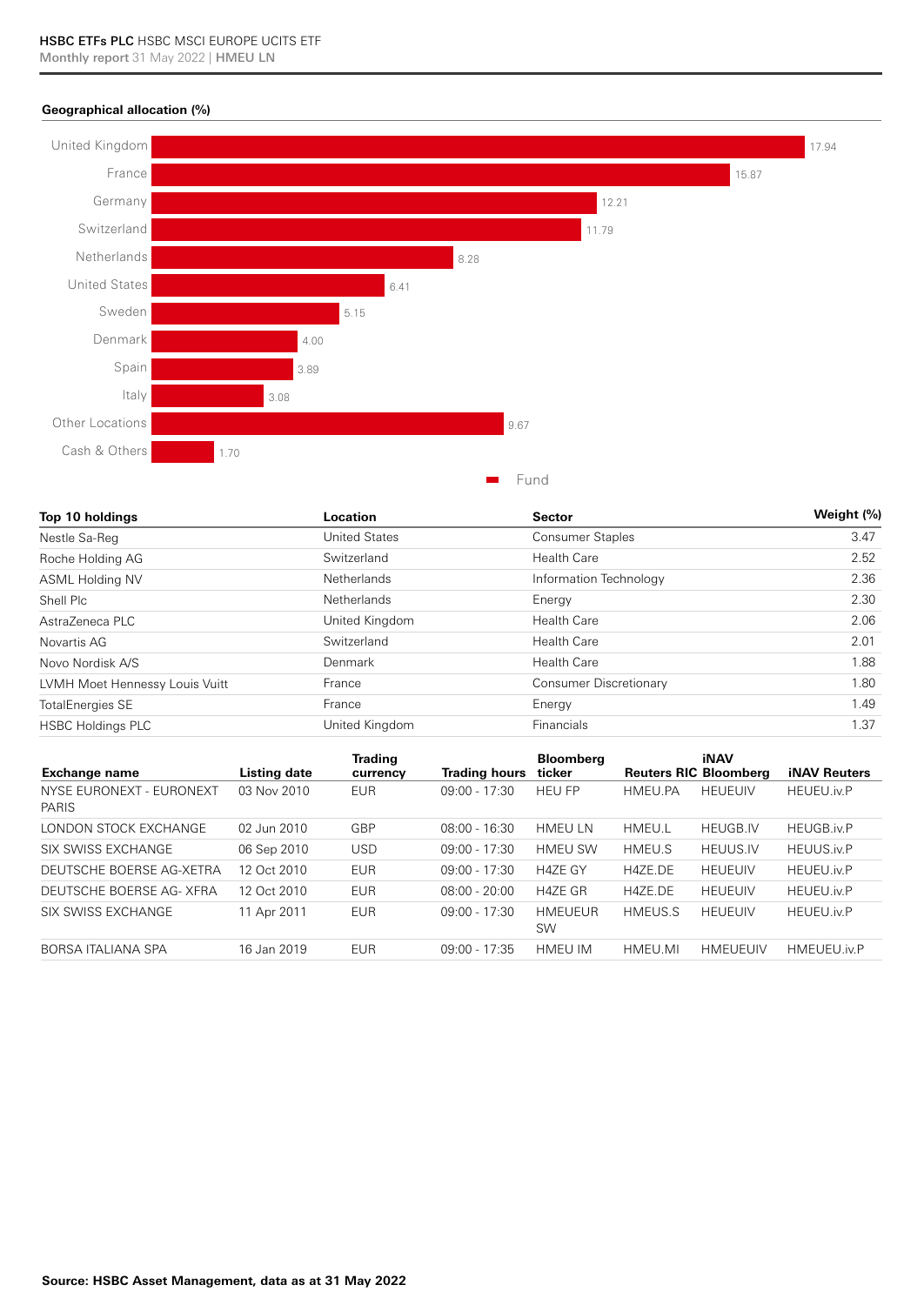**Geographical allocation (%)**

| Location | Fund |
|---|---|
| United Kingdom | 17.94 |
| France | 15.87 |
| Germany | 12.21 |
| Switzerland | 11.79 |
| Netherlands | 8.28 |
| United States | 6.41 |
| Sweden | 5.15 |
| Denmark | 4.00 |
| Spain | 3.89 |
| Italy | 3.08 |
| Other Locations | 9.67 |
| Cash & Others | 1.70 |

| Top 10 holdings | Location | Sector | Weight (%) |
|---|---|---|---|
| Nestle Sa-Reg | United States | Consumer Staples | 3.47 |
| Roche Holding AG | Switzerland | Health Care | 2.52 |
| ASML Holding NV | Netherlands | Information Technology | 2.36 |
| Shell Plc | Netherlands | Energy | 2.30 |
| AstraZeneca PLC | United Kingdom | Health Care | 2.06 |
| Novartis AG | Switzerland | Health Care | 2.01 |
| Novo Nordisk A/S | Denmark | Health Care | 1.88 |
| LVMH Moet Hennessy Louis Vuitt | France | Consumer Discretionary | 1.80 |
| TotalEnergies SE | France | Energy | 1.49 |
| HSBC Holdings PLC | United Kingdom | Financials | 1.37 |

| Exchange name | Listing date | Trading currency | Trading hours | Bloomberg ticker | Reuters RIC | iNAV Bloomberg | iNAV Reuters |
|---|---|---|---|---|---|---|---|
| NYSE EURONEXT - EURONEXT PARIS | 03 Nov 2010 | EUR | 09:00 - 17:30 | HEU FP | HMEU.PA | HEUEUIV | HEUEU.iv.P |
| LONDON STOCK EXCHANGE | 02 Jun 2010 | GBP | 08:00 - 16:30 | HMEU LN | HMEU.L | HEUGB.IV | HEUGB.iv.P |
| SIX SWISS EXCHANGE | 06 Sep 2010 | USD | 09:00 - 17:30 | HMEU SW | HMEU.S | HEUUS.IV | HEUUS.iv.P |
| DEUTSCHE BOERSE AG-XETRA | 12 Oct 2010 | EUR | 09:00 - 17:30 | H4ZE GY | H4ZE.DE | HEUEUIV | HEUEU.iv.P |
| DEUTSCHE BOERSE AG- XFRA | 12 Oct 2010 | EUR | 08:00 - 20:00 | H4ZE GR | H4ZE.DE | HEUEUIV | HEUEU.iv.P |
| SIX SWISS EXCHANGE | 11 Apr 2011 | EUR | 09:00 - 17:30 | HMEUEUR SW | HMEUS.S | HEUEUIV | HEUEU.iv.P |
| BORSA ITALIANA SPA | 16 Jan 2019 | EUR | 09:00 - 17:35 | HMEU IM | HMEU.MI | HMEUEUIV | HMEUEU.iv.P |

**Source: HSBC Asset Management, data as at 31 May 2022**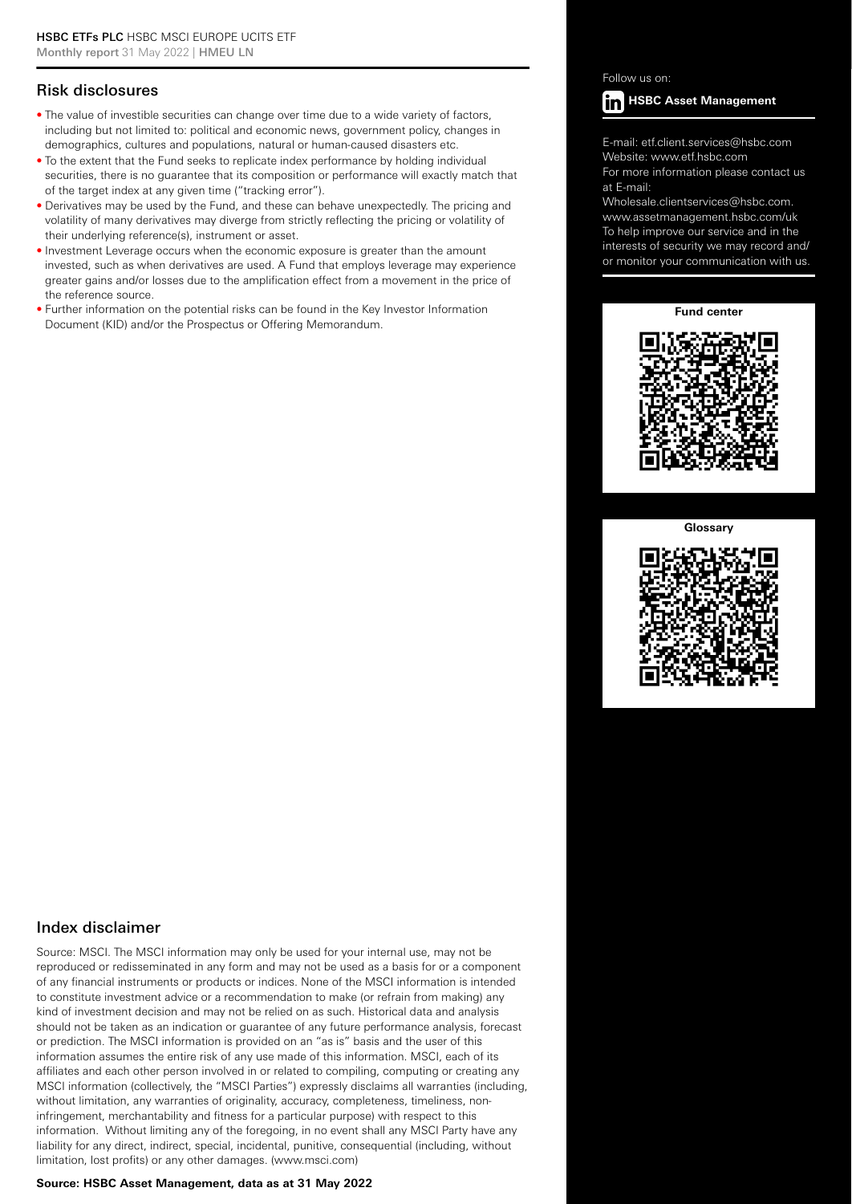## Risk disclosures

- The value of investible securities can change over time due to a wide variety of factors, including but not limited to: political and economic news, government policy, changes in demographics, cultures and populations, natural or human-caused disasters etc.
- To the extent that the Fund seeks to replicate index performance by holding individual securities, there is no guarantee that its composition or performance will exactly match that of the target index at any given time ("tracking error").
- Derivatives may be used by the Fund, and these can behave unexpectedly. The pricing and volatility of many derivatives may diverge from strictly reflecting the pricing or volatility of their underlying reference(s), instrument or asset.
- Investment Leverage occurs when the economic exposure is greater than the amount invested, such as when derivatives are used. A Fund that employs leverage may experience greater gains and/or losses due to the amplification effect from a movement in the price of the reference source.
- Further information on the potential risks can be found in the Key Investor Information Document (KID) and/or the Prospectus or Offering Memorandum.

## Index disclaimer

Source: MSCI. The MSCI information may only be used for your internal use, may not be reproduced or redisseminated in any form and may not be used as a basis for or a component of any financial instruments or products or indices. None of the MSCI information is intended to constitute investment advice or a recommendation to make (or refrain from making) any kind of investment decision and may not be relied on as such. Historical data and analysis should not be taken as an indication or guarantee of any future performance analysis, forecast or prediction. The MSCI information is provided on an "as is" basis and the user of this information assumes the entire risk of any use made of this information. MSCI, each of its affiliates and each other person involved in or related to compiling, computing or creating any MSCI information (collectively, the "MSCI Parties") expressly disclaims all warranties (including, without limitation, any warranties of originality, accuracy, completeness, timeliness, non-infringement, merchantability and fitness for a particular purpose) with respect to this information. Without limiting any of the foregoing, in no event shall any MSCI Party have any liability for any direct, indirect, special, incidental, punitive, consequential (including, without limitation, lost profits) or any other damages. (www.msci.com)

**Source: HSBC Asset Management, data as at 31 May 2022**

Follow us on:

**HSBC Asset Management**

E-mail: etf.client.services@hsbc.com
Website: www.etf.hsbc.com
For more information please contact us at E-mail:
Wholesale.clientservices@hsbc.com.
www.assetmanagement.hsbc.com/uk
To help improve our service and in the interests of security we may record and/or monitor your communication with us.

**Fund center**

**Glossary**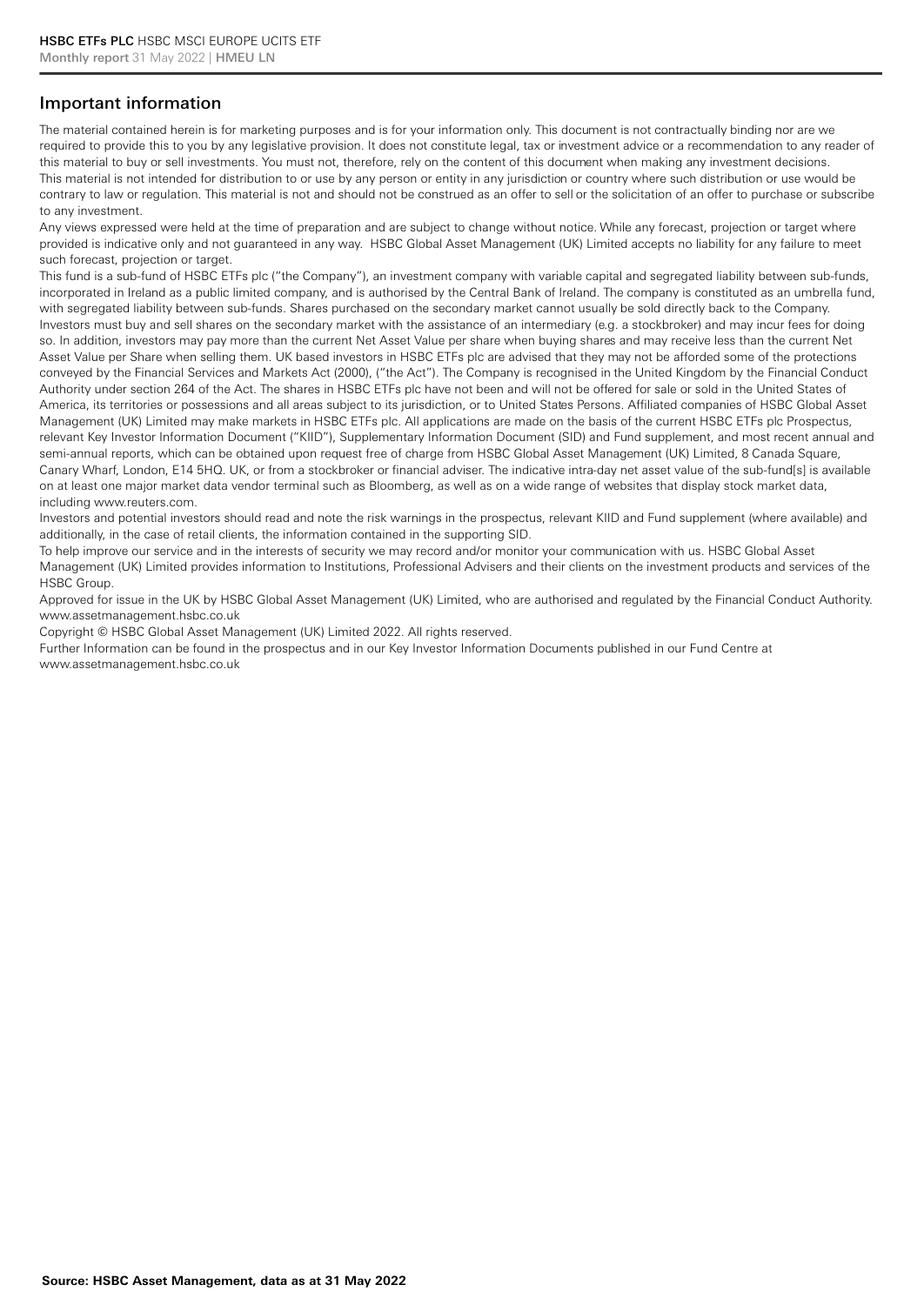## Important information

The material contained herein is for marketing purposes and is for your information only. This document is not contractually binding nor are we required to provide this to you by any legislative provision. It does not constitute legal, tax or investment advice or a recommendation to any reader of this material to buy or sell investments. You must not, therefore, rely on the content of this document when making any investment decisions.

This material is not intended for distribution to or use by any person or entity in any jurisdiction or country where such distribution or use would be contrary to law or regulation. This material is not and should not be construed as an offer to sell or the solicitation of an offer to purchase or subscribe to any investment.

Any views expressed were held at the time of preparation and are subject to change without notice. While any forecast, projection or target where provided is indicative only and not guaranteed in any way. HSBC Global Asset Management (UK) Limited accepts no liability for any failure to meet such forecast, projection or target.

This fund is a sub-fund of HSBC ETFs plc ("the Company"), an investment company with variable capital and segregated liability between sub-funds, incorporated in Ireland as a public limited company, and is authorised by the Central Bank of Ireland. The company is constituted as an umbrella fund, with segregated liability between sub-funds. Shares purchased on the secondary market cannot usually be sold directly back to the Company. Investors must buy and sell shares on the secondary market with the assistance of an intermediary (e.g. a stockbroker) and may incur fees for doing so. In addition, investors may pay more than the current Net Asset Value per share when buying shares and may receive less than the current Net Asset Value per Share when selling them. UK based investors in HSBC ETFs plc are advised that they may not be afforded some of the protections conveyed by the Financial Services and Markets Act (2000), ("the Act"). The Company is recognised in the United Kingdom by the Financial Conduct Authority under section 264 of the Act. The shares in HSBC ETFs plc have not been and will not be offered for sale or sold in the United States of America, its territories or possessions and all areas subject to its jurisdiction, or to United States Persons. Affiliated companies of HSBC Global Asset Management (UK) Limited may make markets in HSBC ETFs plc. All applications are made on the basis of the current HSBC ETFs plc Prospectus, relevant Key Investor Information Document ("KIID"), Supplementary Information Document (SID) and Fund supplement, and most recent annual and semi-annual reports, which can be obtained upon request free of charge from HSBC Global Asset Management (UK) Limited, 8 Canada Square, Canary Wharf, London, E14 5HQ. UK, or from a stockbroker or financial adviser. The indicative intra-day net asset value of the sub-fund[s] is available on at least one major market data vendor terminal such as Bloomberg, as well as on a wide range of websites that display stock market data, including www.reuters.com.

Investors and potential investors should read and note the risk warnings in the prospectus, relevant KIID and Fund supplement (where available) and additionally, in the case of retail clients, the information contained in the supporting SID.

To help improve our service and in the interests of security we may record and/or monitor your communication with us. HSBC Global Asset Management (UK) Limited provides information to Institutions, Professional Advisers and their clients on the investment products and services of the HSBC Group.

Approved for issue in the UK by HSBC Global Asset Management (UK) Limited, who are authorised and regulated by the Financial Conduct Authority. www.assetmanagement.hsbc.co.uk

Copyright © HSBC Global Asset Management (UK) Limited 2022. All rights reserved.

Further Information can be found in the prospectus and in our Key Investor Information Documents published in our Fund Centre at www.assetmanagement.hsbc.co.uk

**Source: HSBC Asset Management, data as at 31 May 2022**